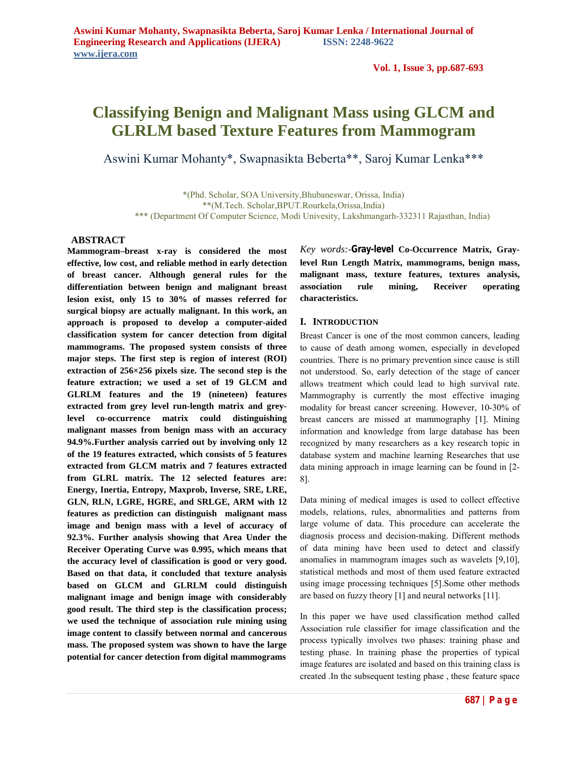# Classifying Benign and Malignant Mass using GLCM and GLRLM based Texture Features from Mammogram

Aswini Kumar Mohanty*, Swapnasikta Beberta**, Saroj Kumar Lenka***

*(Phd. Scholar, SOA University,Bhubaneswar, Orissa, India)
**(M.Tech. Scholar,BPUT.Rourkela,Orissa,India)
*** (Department Of Computer Science, Modi Univesity, Lakshmangarh-332311 Rajasthan, India)

## ABSTRACT

**Mammogram–breast x-ray is considered the most effective, low cost, and reliable method in early detection of breast cancer. Although general rules for the differentiation between benign and malignant breast lesion exist, only 15 to 30% of masses referred for surgical biopsy are actually malignant. In this work, an approach is proposed to develop a computer-aided classification system for cancer detection from digital mammograms. The proposed system consists of three major steps. The first step is region of interest (ROI) extraction of 256×256 pixels size. The second step is the feature extraction; we used a set of 19 GLCM and GLRLM features and the 19 (nineteen) features extracted from grey level run-length matrix and grey-level co-occurrence matrix could distinguishing malignant masses from benign mass with an accuracy 94.9%.Further analysis carried out by involving only 12 of the 19 features extracted, which consists of 5 features extracted from GLCM matrix and 7 features extracted from GLRL matrix. The 12 selected features are: Energy, Inertia, Entropy, Maxprob, Inverse, SRE, LRE, GLN, RLN, LGRE, HGRE, and SRLGE, ARM with 12 features as prediction can distinguish malignant mass image and benign mass with a level of accuracy of 92.3%. Further analysis showing that Area Under the Receiver Operating Curve was 0.995, which means that the accuracy level of classification is good or very good. Based on that data, it concluded that texture analysis based on GLCM and GLRLM could distinguish malignant image and benign image with considerably good result. The third step is the classification process; we used the technique of association rule mining using image content to classify between normal and cancerous mass. The proposed system was shown to have the large potential for cancer detection from digital mammograms**

*Key words:-* **Gray-level Co-Occurrence Matrix, Gray-level Run Length Matrix, mammograms, benign mass, malignant mass, texture features, textures analysis, association rule mining, Receiver operating characteristics.**

## I. INTRODUCTION

Breast Cancer is one of the most common cancers, leading to cause of death among women, especially in developed countries. There is no primary prevention since cause is still not understood. So, early detection of the stage of cancer allows treatment which could lead to high survival rate. Mammography is currently the most effective imaging modality for breast cancer screening. However, 10-30% of breast cancers are missed at mammography [1]. Mining information and knowledge from large database has been recognized by many researchers as a key research topic in database system and machine learning Researches that use data mining approach in image learning can be found in [2-8].

Data mining of medical images is used to collect effective models, relations, rules, abnormalities and patterns from large volume of data. This procedure can accelerate the diagnosis process and decision-making. Different methods of data mining have been used to detect and classify anomalies in mammogram images such as wavelets [9,10], statistical methods and most of them used feature extracted using image processing techniques [5].Some other methods are based on fuzzy theory [1] and neural networks [11].

In this paper we have used classification method called Association rule classifier for image classification and the process typically involves two phases: training phase and testing phase. In training phase the properties of typical image features are isolated and based on this training class is created .In the subsequent testing phase , these feature space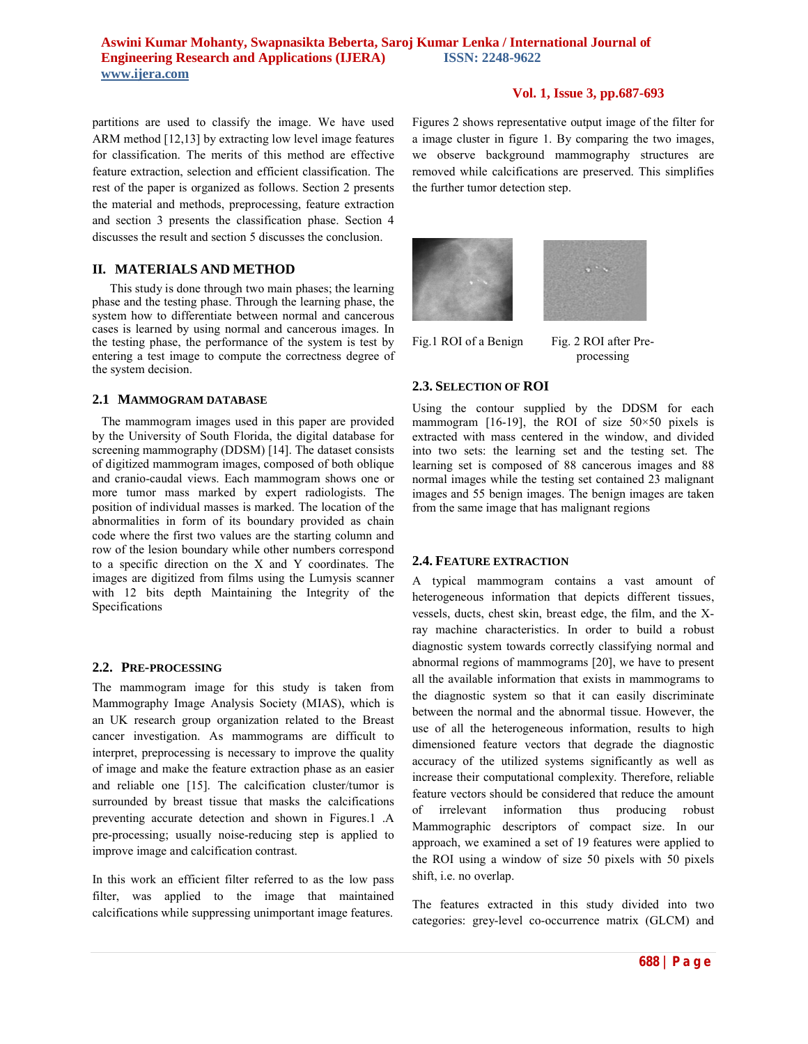partitions are used to classify the image. We have used ARM method [12,13] by extracting low level image features for classification. The merits of this method are effective feature extraction, selection and efficient classification. The rest of the paper is organized as follows. Section 2 presents the material and methods, preprocessing, feature extraction and section 3 presents the classification phase. Section 4 discusses the result and section 5 discusses the conclusion.

## II. MATERIALS AND METHOD

This study is done through two main phases; the learning phase and the testing phase. Through the learning phase, the system how to differentiate between normal and cancerous cases is learned by using normal and cancerous images. In the testing phase, the performance of the system is test by entering a test image to compute the correctness degree of the system decision.

### 2.1 MAMMOGRAM DATABASE

The mammogram images used in this paper are provided by the University of South Florida, the digital database for screening mammography (DDSM) [14]. The dataset consists of digitized mammogram images, composed of both oblique and cranio-caudal views. Each mammogram shows one or more tumor mass marked by expert radiologists. The position of individual masses is marked. The location of the abnormalities in form of its boundary provided as chain code where the first two values are the starting column and row of the lesion boundary while other numbers correspond to a specific direction on the X and Y coordinates. The images are digitized from films using the Lumysis scanner with 12 bits depth Maintaining the Integrity of the Specifications

### 2.2. PRE-PROCESSING

The mammogram image for this study is taken from Mammography Image Analysis Society (MIAS), which is an UK research group organization related to the Breast cancer investigation. As mammograms are difficult to interpret, preprocessing is necessary to improve the quality of image and make the feature extraction phase as an easier and reliable one [15]. The calcification cluster/tumor is surrounded by breast tissue that masks the calcifications preventing accurate detection and shown in Figures.1 .A pre-processing; usually noise-reducing step is applied to improve image and calcification contrast.

In this work an efficient filter referred to as the low pass filter, was applied to the image that maintained calcifications while suppressing unimportant image features. Figures 2 shows representative output image of the filter for a image cluster in figure 1. By comparing the two images, we observe background mammography structures are removed while calcifications are preserved. This simplifies the further tumor detection step.

Fig.1 ROI of a Benign

Fig. 2 ROI after Pre-processing

### 2.3. SELECTION OF ROI

Using the contour supplied by the DDSM for each mammogram [16-19], the ROI of size 50×50 pixels is extracted with mass centered in the window, and divided into two sets: the learning set and the testing set. The learning set is composed of 88 cancerous images and 88 normal images while the testing set contained 23 malignant images and 55 benign images. The benign images are taken from the same image that has malignant regions

### 2.4. FEATURE EXTRACTION

A typical mammogram contains a vast amount of heterogeneous information that depicts different tissues, vessels, ducts, chest skin, breast edge, the film, and the X-ray machine characteristics. In order to build a robust diagnostic system towards correctly classifying normal and abnormal regions of mammograms [20], we have to present all the available information that exists in mammograms to the diagnostic system so that it can easily discriminate between the normal and the abnormal tissue. However, the use of all the heterogeneous information, results to high dimensioned feature vectors that degrade the diagnostic accuracy of the utilized systems significantly as well as increase their computational complexity. Therefore, reliable feature vectors should be considered that reduce the amount of irrelevant information thus producing robust Mammographic descriptors of compact size. In our approach, we examined a set of 19 features were applied to the ROI using a window of size 50 pixels with 50 pixels shift, i.e. no overlap.

The features extracted in this study divided into two categories: grey-level co-occurrence matrix (GLCM) and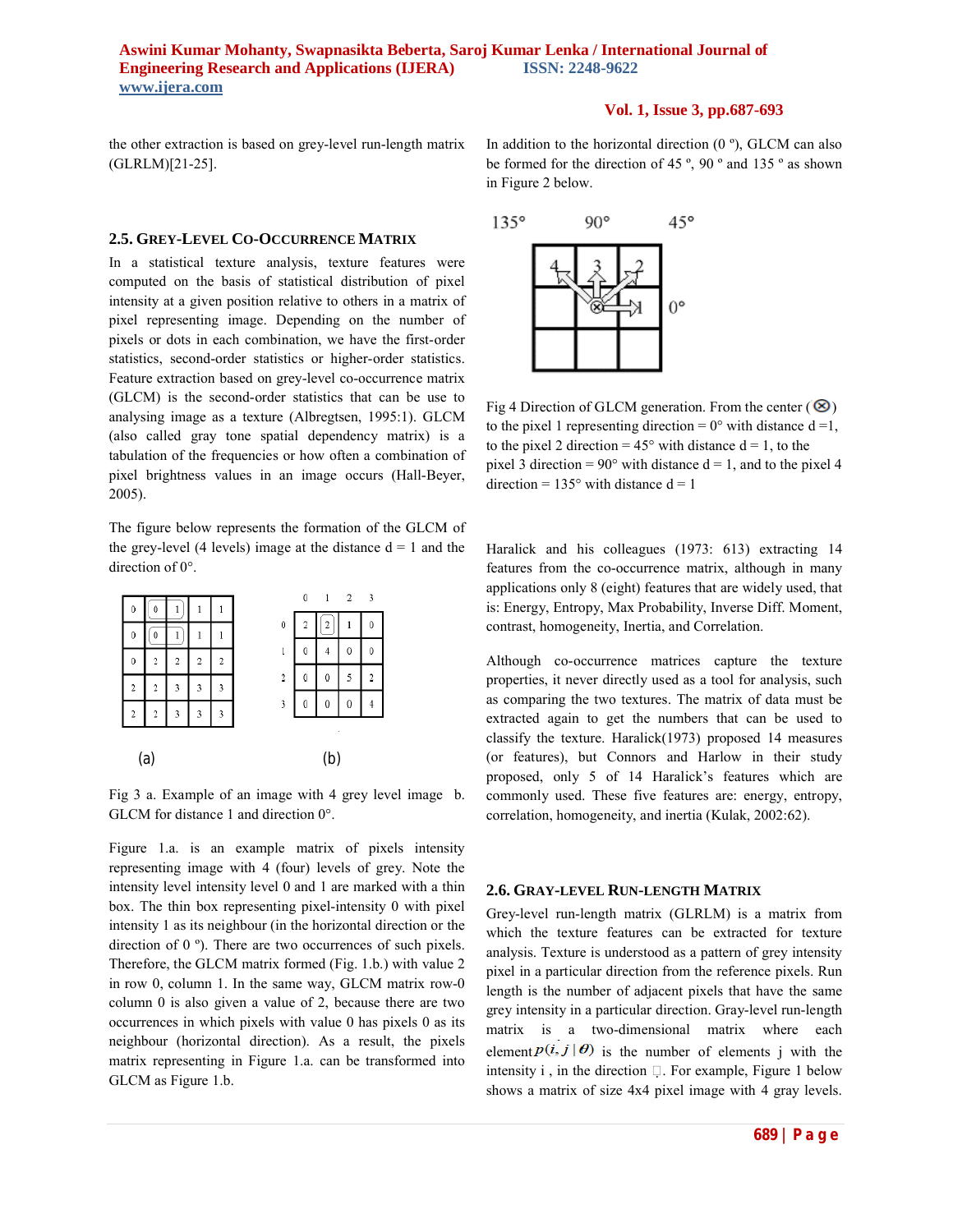the other extraction is based on grey-level run-length matrix (GLRLM)[21-25].

## 2.5. GREY-LEVEL CO-OCCURRENCE MATRIX

In a statistical texture analysis, texture features were computed on the basis of statistical distribution of pixel intensity at a given position relative to others in a matrix of pixel representing image. Depending on the number of pixels or dots in each combination, we have the first-order statistics, second-order statistics or higher-order statistics. Feature extraction based on grey-level co-occurrence matrix (GLCM) is the second-order statistics that can be use to analysing image as a texture (Albregtsen, 1995:1). GLCM (also called gray tone spatial dependency matrix) is a tabulation of the frequencies or how often a combination of pixel brightness values in an image occurs (Hall-Beyer, 2005).

The figure below represents the formation of the GLCM of the grey-level (4 levels) image at the distance d = 1 and the direction of 0°.

(a)

| | | | | |
|---|---|---|---|---|
| 0 | 0 | 1 | 1 | 1 |
| 0 | 0 | 1 | 1 | 1 |
| 0 | 2 | 2 | 2 | 2 |
| 2 | 2 | 3 | 3 | 3 |
| 2 | 2 | 3 | 3 | 3 |

(b)

| | 0 | 1 | 2 | 3 |
|---|---|---|---|---|
| 0 | 2 | 2 | 1 | 0 |
| 1 | 0 | 4 | 0 | 0 |
| 2 | 0 | 0 | 5 | 2 |
| 3 | 0 | 0 | 0 | 4 |

Fig 3 a. Example of an image with 4 grey level image b. GLCM for distance 1 and direction 0°.

Figure 1.a. is an example matrix of pixels intensity representing image with 4 (four) levels of grey. Note the intensity level intensity level 0 and 1 are marked with a thin box. The thin box representing pixel-intensity 0 with pixel intensity 1 as its neighbour (in the horizontal direction or the direction of 0 º). There are two occurrences of such pixels. Therefore, the GLCM matrix formed (Fig. 1.b.) with value 2 in row 0, column 1. In the same way, GLCM matrix row-0 column 0 is also given a value of 2, because there are two occurrences in which pixels with value 0 has pixels 0 as its neighbour (horizontal direction). As a result, the pixels matrix representing in Figure 1.a. can be transformed into GLCM as Figure 1.b.

In addition to the horizontal direction (0 º), GLCM can also be formed for the direction of 45 º, 90 º and 135 º as shown in Figure 2 below.

Fig 4 Direction of GLCM generation. From the center (⊗) to the pixel 1 representing direction = 0° with distance d =1, to the pixel 2 direction = 45° with distance d = 1, to the pixel 3 direction = 90° with distance d = 1, and to the pixel 4 direction = 135° with distance d = 1

Haralick and his colleagues (1973: 613) extracting 14 features from the co-occurrence matrix, although in many applications only 8 (eight) features that are widely used, that is: Energy, Entropy, Max Probability, Inverse Diff. Moment, contrast, homogeneity, Inertia, and Correlation.

Although co-occurrence matrices capture the texture properties, it never directly used as a tool for analysis, such as comparing the two textures. The matrix of data must be extracted again to get the numbers that can be used to classify the texture. Haralick(1973) proposed 14 measures (or features), but Connors and Harlow in their study proposed, only 5 of 14 Haralick's features which are commonly used. These five features are: energy, entropy, correlation, homogeneity, and inertia (Kulak, 2002:62).

## 2.6. GRAY-LEVEL RUN-LENGTH MATRIX

Grey-level run-length matrix (GLRLM) is a matrix from which the texture features can be extracted for texture analysis. Texture is understood as a pattern of grey intensity pixel in a particular direction from the reference pixels. Run length is the number of adjacent pixels that have the same grey intensity in a particular direction. Gray-level run-length matrix is a two-dimensional matrix where each element $p(i, j \mid \theta)$ is the number of elements j with the intensity i , in the direction θ. For example, Figure 1 below shows a matrix of size 4x4 pixel image with 4 gray levels.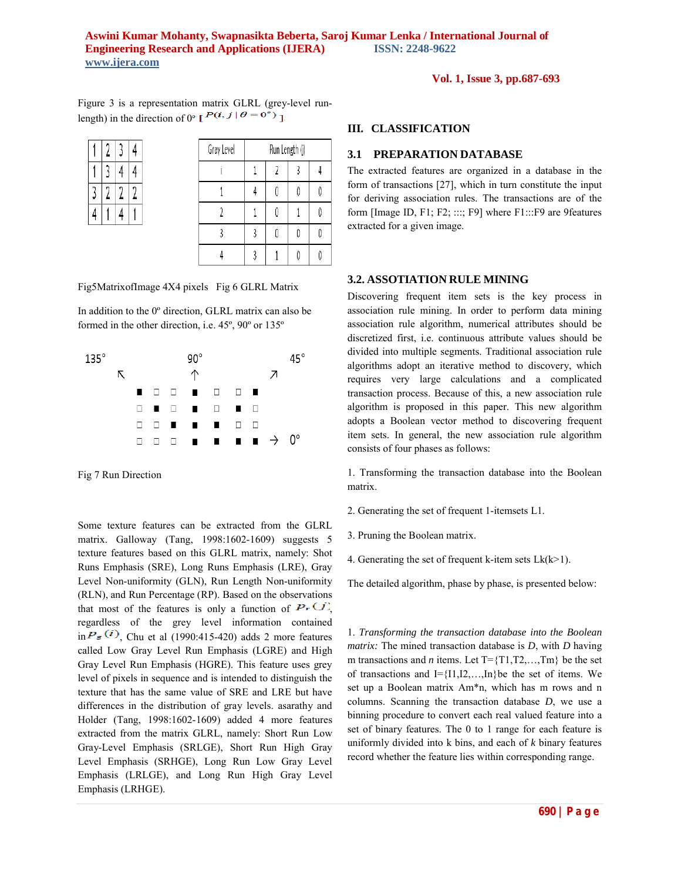Figure 3 is a representation matrix GLRL (grey-level run-length) in the direction of 0º $[P(i, j \mid \theta = 0^{\circ})]$

| 1 | 2 | 3 | 4 |
|---|---|---|---|
| 1 | 3 | 4 | 4 |
| 3 | 2 | 2 | 2 |
| 4 | 1 | 4 | 1 |

| Gray Level | Run Length (j) | | | |
|---|---|---|---|---|
| i | 1 | 2 | 3 | 4 |
| 1 | 4 | 0 | 0 | 0 |
| 2 | 1 | 0 | 1 | 0 |
| 3 | 3 | 0 | 0 | 0 |
| 4 | 3 | 1 | 0 | 0 |

Fig5MatrixofImage 4X4 pixels Fig 6 GLRL Matrix

In addition to the 0º direction, GLRL matrix can also be formed in the other direction, i.e. 45º, 90º or 135º

Fig 7 Run Direction

Some texture features can be extracted from the GLRL matrix. Galloway (Tang, 1998:1602-1609) suggests 5 texture features based on this GLRL matrix, namely: Shot Runs Emphasis (SRE), Long Runs Emphasis (LRE), Gray Level Non-uniformity (GLN), Run Length Non-uniformity (RLN), and Run Percentage (RP). Based on the observations that most of the features is only a function of $P_r(j)$, regardless of the grey level information contained in $P_g(i)$, Chu et al (1990:415-420) adds 2 more features called Low Gray Level Run Emphasis (LGRE) and High Gray Level Run Emphasis (HGRE). This feature uses grey level of pixels in sequence and is intended to distinguish the texture that has the same value of SRE and LRE but have differences in the distribution of gray levels. asarathy and Holder (Tang, 1998:1602-1609) added 4 more features extracted from the matrix GLRL, namely: Short Run Low Gray-Level Emphasis (SRLGE), Short Run High Gray Level Emphasis (SRHGE), Long Run Low Gray Level Emphasis (LRLGE), and Long Run High Gray Level Emphasis (LRHGE).

## III. CLASSIFICATION

### 3.1 PREPARATION DATABASE

The extracted features are organized in a database in the form of transactions [27], which in turn constitute the input for deriving association rules. The transactions are of the form [Image ID, F1; F2; :::; F9] where F1:::F9 are 9features extracted for a given image.

### 3.2. ASSOTIATION RULE MINING

Discovering frequent item sets is the key process in association rule mining. In order to perform data mining association rule algorithm, numerical attributes should be discretized first, i.e. continuous attribute values should be divided into multiple segments. Traditional association rule algorithms adopt an iterative method to discovery, which requires very large calculations and a complicated transaction process. Because of this, a new association rule algorithm is proposed in this paper. This new algorithm adopts a Boolean vector method to discovering frequent item sets. In general, the new association rule algorithm consists of four phases as follows:

1. Transforming the transaction database into the Boolean matrix.

2. Generating the set of frequent 1-itemsets L1.

3. Pruning the Boolean matrix.

4. Generating the set of frequent k-item sets Lk(k>1).

The detailed algorithm, phase by phase, is presented below:

1. *Transforming the transaction database into the Boolean matrix:* The mined transaction database is *D*, with *D* having m transactions and *n* items. Let T={T1,T2,…,Tm} be the set of transactions and I={I1,I2,…,In}be the set of items. We set up a Boolean matrix Am\*n, which has m rows and n columns. Scanning the transaction database *D*, we use a binning procedure to convert each real valued feature into a set of binary features. The 0 to 1 range for each feature is uniformly divided into k bins, and each of *k* binary features record whether the feature lies within corresponding range.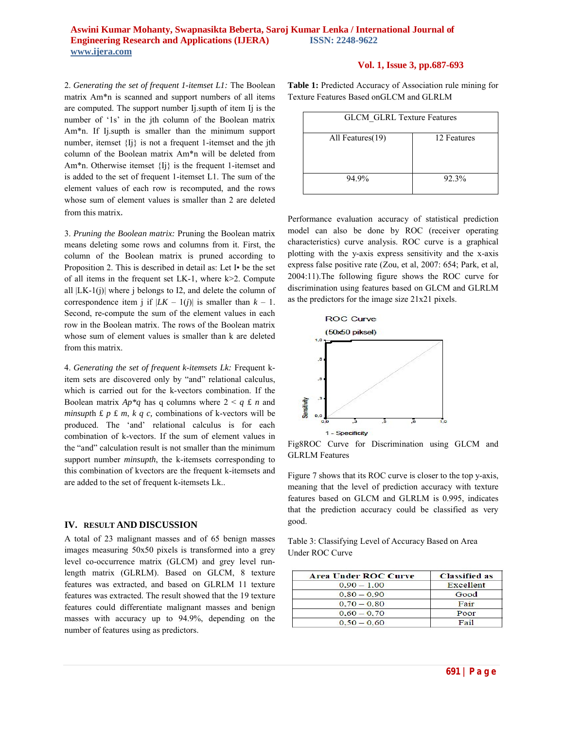2. *Generating the set of frequent 1-itemset L1:* The Boolean matrix Am*n is scanned and support numbers of all items are computed. The support number Ij.supth of item Ij is the number of '1s' in the jth column of the Boolean matrix Am*n. If Ij.supth is smaller than the minimum support number, itemset {Ij} is not a frequent 1-itemset and the jth column of the Boolean matrix Am*n will be deleted from Am*n. Otherwise itemset {Ij} is the frequent 1-itemset and is added to the set of frequent 1-itemset L1. The sum of the element values of each row is recomputed, and the rows whose sum of element values is smaller than 2 are deleted from this matrix.

3. *Pruning the Boolean matrix:* Pruning the Boolean matrix means deleting some rows and columns from it. First, the column of the Boolean matrix is pruned according to Proposition 2. This is described in detail as: Let I• be the set of all items in the frequent set LK-1, where k>2. Compute all |LK-1(j)| where j belongs to I2, and delete the column of correspondence item j if $|LK-1(j)|$ is smaller than $k-1$. Second, re-compute the sum of the element values in each row in the Boolean matrix. The rows of the Boolean matrix whose sum of element values is smaller than k are deleted from this matrix.

4. *Generating the set of frequent k-itemsets Lk:* Frequent k-item sets are discovered only by "and" relational calculus, which is carried out for the k-vectors combination. If the Boolean matrix *Ap\*q* has q columns where 2 < *q* £ *n* and *minsupt*h £ *p* £ *m*, *k q c,* combinations of k-vectors will be produced. The 'and' relational calculus is for each combination of k-vectors. If the sum of element values in the "and" calculation result is not smaller than the minimum support number *minsupth*, the k-itemsets corresponding to this combination of kvectors are the frequent k-itemsets and are added to the set of frequent k-itemsets Lk..

## IV. RESULT AND DISCUSSION

A total of 23 malignant masses and of 65 benign masses images measuring 50x50 pixels is transformed into a grey level co-occurrence matrix (GLCM) and grey level run-length matrix (GLRLM). Based on GLCM, 8 texture features was extracted, and based on GLRLM 11 texture features was extracted. The result showed that the 19 texture features could differentiate malignant masses and benign masses with accuracy up to 94.9%, depending on the number of features using as predictors.

**Table 1:** Predicted Accuracy of Association rule mining for Texture Features Based onGLCM and GLRLM

| GLCM_GLRL Texture Features | |
|---|---|
| All Features(19) | 12 Features |
| 94.9% | 92.3% |

Performance evaluation accuracy of statistical prediction model can also be done by ROC (receiver operating characteristics) curve analysis. ROC curve is a graphical plotting with the y-axis express sensitivity and the x-axis express false positive rate (Zou, et al, 2007: 654; Park, et al, 2004:11).The following figure shows the ROC curve for discrimination using features based on GLCM and GLRLM as the predictors for the image size 21x21 pixels.

Fig8ROC Curve for Discrimination using GLCM and GLRLM Features

Figure 7 shows that its ROC curve is closer to the top y-axis, meaning that the level of prediction accuracy with texture features based on GLCM and GLRLM is 0.995, indicates that the prediction accuracy could be classified as very good.

Table 3: Classifying Level of Accuracy Based on Area Under ROC Curve

| Area Under ROC Curve | Classified as |
|---|---|
| 0.90 – 1.00 | Excellent |
| 0.80 – 0.90 | Good |
| 0.70 – 0.80 | Fair |
| 0.60 – 0.70 | Poor |
| 0.50 – 0.60 | Fail |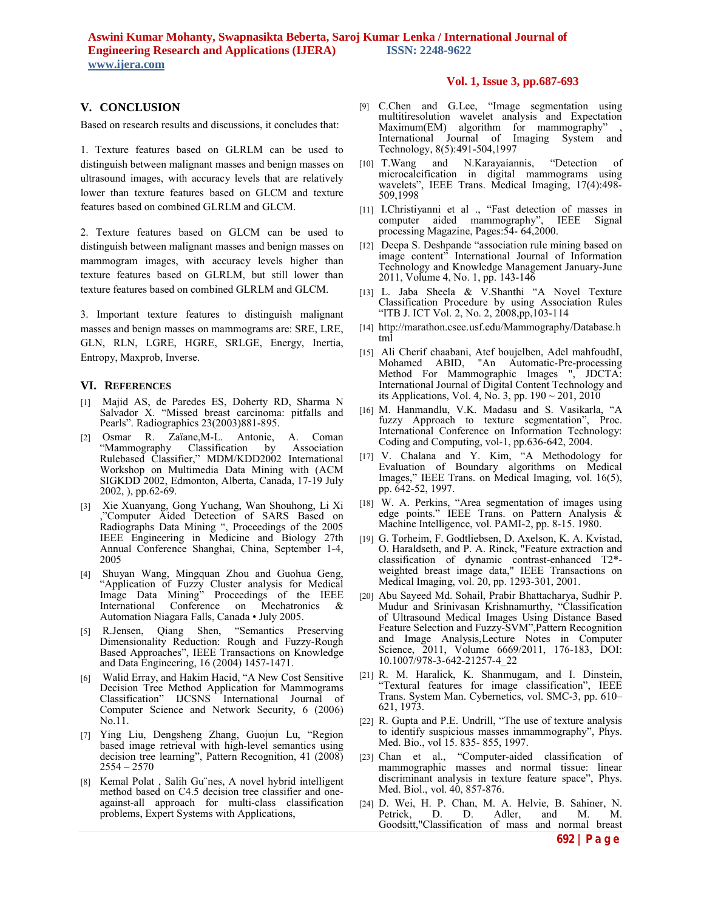## V. CONCLUSION

Based on research results and discussions, it concludes that:

1. Texture features based on GLRLM can be used to distinguish between malignant masses and benign masses on ultrasound images, with accuracy levels that are relatively lower than texture features based on GLCM and texture features based on combined GLRLM and GLCM.

2. Texture features based on GLCM can be used to distinguish between malignant masses and benign masses on mammogram images, with accuracy levels higher than texture features based on GLRLM, but still lower than texture features based on combined GLRLM and GLCM.

3. Important texture features to distinguish malignant masses and benign masses on mammograms are: SRE, LRE, GLN, RLN, LGRE, HGRE, SRLGE, Energy, Inertia, Entropy, Maxprob, Inverse.

## VI. REFERENCES

[1] Majid AS, de Paredes ES, Doherty RD, Sharma N Salvador X. "Missed breast carcinoma: pitfalls and Pearls". Radiographics 23(2003)881-895.

[2] Osmar R. Zaïane,M-L. Antonie, A. Coman "Mammography Classification by Association Rulebased Classifier," MDM/KDD2002 International Workshop on Multimedia Data Mining with (ACM SIGKDD 2002, Edmonton, Alberta, Canada, 17-19 July 2002, ), pp.62-69.

[3] Xie Xuanyang, Gong Yuchang, Wan Shouhong, Li Xi ,"Computer Aided Detection of SARS Based on Radiographs Data Mining ", Proceedings of the 2005 IEEE Engineering in Medicine and Biology 27th Annual Conference Shanghai, China, September 1-4, 2005

[4] Shuyan Wang, Mingquan Zhou and Guohua Geng, "Application of Fuzzy Cluster analysis for Medical Image Data Mining" Proceedings of the IEEE International Conference on Mechatronics & Automation Niagara Falls, Canada • July 2005.

[5] R.Jensen, Qiang Shen, "Semantics Preserving Dimensionality Reduction: Rough and Fuzzy-Rough Based Approaches", IEEE Transactions on Knowledge and Data Engineering, 16 (2004) 1457-1471.

[6] Walid Erray, and Hakim Hacid, "A New Cost Sensitive Decision Tree Method Application for Mammograms Classification" IJCSNS International Journal of Computer Science and Network Security, 6 (2006) No.11.

[7] Ying Liu, Dengsheng Zhang, Guojun Lu, "Region based image retrieval with high-level semantics using decision tree learning", Pattern Recognition, 41 (2008) 2554 – 2570

[8] Kemal Polat , Salih Gu¨nes, A novel hybrid intelligent method based on C4.5 decision tree classifier and one-against-all approach for multi-class classification problems, Expert Systems with Applications,

[9] C.Chen and G.Lee, "Image segmentation using multitiresolution wavelet analysis and Expectation Maximum(EM) algorithm for mammography" , International Journal of Imaging System and Technology, 8(5):491-504,1997

[10] T.Wang and N.Karayaiannis, "Detection of microcalcification in digital mammograms using wavelets", IEEE Trans. Medical Imaging, 17(4):498-509,1998

[11] I.Christiyanni et al ., "Fast detection of masses in computer aided mammography", IEEE Signal processing Magazine, Pages:54- 64,2000.

[12] Deepa S. Deshpande "association rule mining based on image content" International Journal of Information Technology and Knowledge Management January-June 2011, Volume 4, No. 1, pp. 143-146

[13] L. Jaba Sheela & V.Shanthi "A Novel Texture Classification Procedure by using Association Rules "ITB J. ICT Vol. 2, No. 2, 2008,pp,103-114

[14] http://marathon.csee.usf.edu/Mammography/Database.html

[15] Ali Cherif chaabani, Atef boujelben, Adel mahfoudhI, Mohamed ABID, "An Automatic-Pre-processing Method For Mammographic Images ", JDCTA: International Journal of Digital Content Technology and its Applications, Vol. 4, No. 3, pp. 190 ~ 201, 2010

[16] M. Hanmandlu, V.K. Madasu and S. Vasikarla, "A fuzzy Approach to texture segmentation", Proc. International Conference on Information Technology: Coding and Computing, vol-1, pp.636-642, 2004.

[17] V. Chalana and Y. Kim, "A Methodology for Evaluation of Boundary algorithms on Medical Images," IEEE Trans. on Medical Imaging, vol. 16(5), pp. 642-52, 1997.

[18] W. A. Perkins, "Area segmentation of images using edge points." IEEE Trans. on Pattern Analysis & Machine Intelligence, vol. PAMI-2, pp. 8-15. 1980.

[19] G. Torheim, F. Godtliebsen, D. Axelson, K. A. Kvistad, O. Haraldseth, and P. A. Rinck, "Feature extraction and classification of dynamic contrast-enhanced T2*-weighted breast image data," IEEE Transactions on Medical Imaging, vol. 20, pp. 1293-301, 2001.

[20] Abu Sayeed Md. Sohail, Prabir Bhattacharya, Sudhir P. Mudur and Srinivasan Krishnamurthy, "Classification of Ultrasound Medical Images Using Distance Based Feature Selection and Fuzzy-SVM",Pattern Recognition and Image Analysis,Lecture Notes in Computer Science, 2011, Volume 6669/2011, 176-183, DOI: 10.1007/978-3-642-21257-4_22

[21] R. M. Haralick, K. Shanmugam, and I. Dinstein, "Textural features for image classification", IEEE Trans. System Man. Cybernetics, vol. SMC-3, pp. 610–621, 1973.

[22] R. Gupta and P.E. Undrill, "The use of texture analysis to identify suspicious masses inmammography", Phys. Med. Bio., vol 15. 835- 855, 1997.

[23] Chan et al., "Computer-aided classification of mammographic masses and normal tissue: linear discriminant analysis in texture feature space", Phys. Med. Biol., vol. 40, 857-876.

[24] D. Wei, H. P. Chan, M. A. Helvie, B. Sahiner, N. Petrick, D. D. Adler, and M. M. Goodsitt,"Classification of mass and normal breast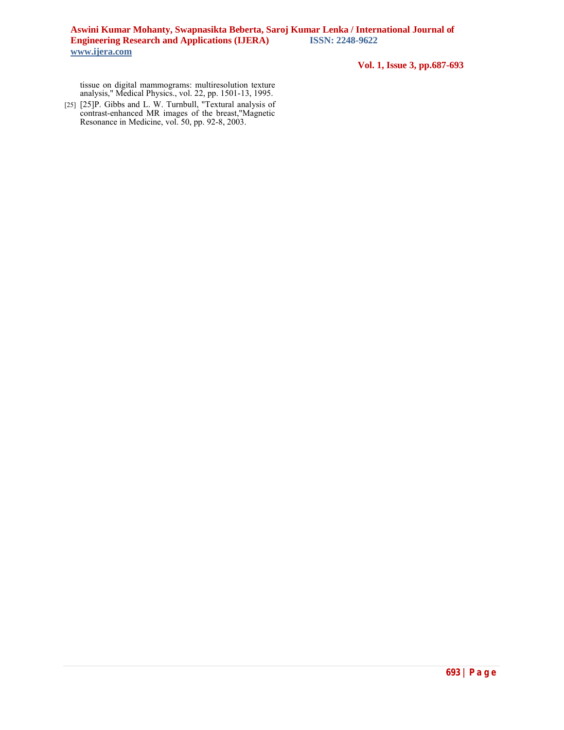tissue on digital mammograms: multiresolution texture analysis," Medical Physics., vol. 22, pp. 1501-13, 1995.

[25] [25]P. Gibbs and L. W. Turnbull, "Textural analysis of contrast-enhanced MR images of the breast,"Magnetic Resonance in Medicine, vol. 50, pp. 92-8, 2003.